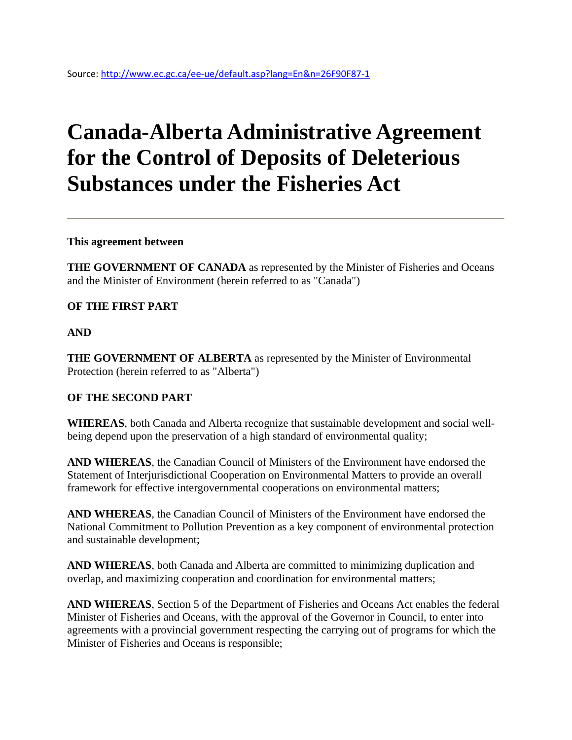Source: http://www.ec.gc.ca/ee-ue/default.asp?lang=En&n=26F90F87-1

# Canada-Alberta Administrative Agreement for the Control of Deposits of Deleterious Substances under the Fisheries Act

---

**This agreement between**

**THE GOVERNMENT OF CANADA** as represented by the Minister of Fisheries and Oceans and the Minister of Environment (herein referred to as "Canada")

**OF THE FIRST PART**

**AND**

**THE GOVERNMENT OF ALBERTA** as represented by the Minister of Environmental Protection (herein referred to as "Alberta")

**OF THE SECOND PART**

**WHEREAS**, both Canada and Alberta recognize that sustainable development and social well-being depend upon the preservation of a high standard of environmental quality;

**AND WHEREAS**, the Canadian Council of Ministers of the Environment have endorsed the Statement of Interjurisdictional Cooperation on Environmental Matters to provide an overall framework for effective intergovernmental cooperations on environmental matters;

**AND WHEREAS**, the Canadian Council of Ministers of the Environment have endorsed the National Commitment to Pollution Prevention as a key component of environmental protection and sustainable development;

**AND WHEREAS**, both Canada and Alberta are committed to minimizing duplication and overlap, and maximizing cooperation and coordination for environmental matters;

**AND WHEREAS**, Section 5 of the Department of Fisheries and Oceans Act enables the federal Minister of Fisheries and Oceans, with the approval of the Governor in Council, to enter into agreements with a provincial government respecting the carrying out of programs for which the Minister of Fisheries and Oceans is responsible;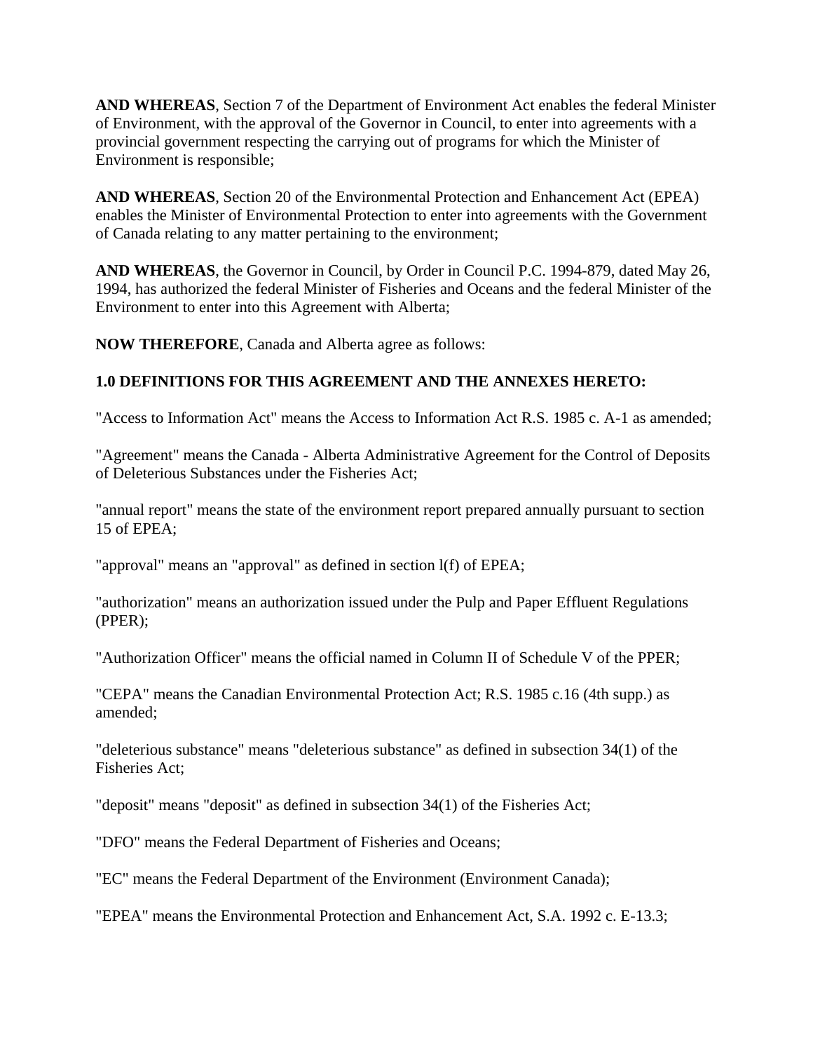**AND WHEREAS**, Section 7 of the Department of Environment Act enables the federal Minister of Environment, with the approval of the Governor in Council, to enter into agreements with a provincial government respecting the carrying out of programs for which the Minister of Environment is responsible;

**AND WHEREAS**, Section 20 of the Environmental Protection and Enhancement Act (EPEA) enables the Minister of Environmental Protection to enter into agreements with the Government of Canada relating to any matter pertaining to the environment;

**AND WHEREAS**, the Governor in Council, by Order in Council P.C. 1994-879, dated May 26, 1994, has authorized the federal Minister of Fisheries and Oceans and the federal Minister of the Environment to enter into this Agreement with Alberta;

**NOW THEREFORE**, Canada and Alberta agree as follows:

**1.0 DEFINITIONS FOR THIS AGREEMENT AND THE ANNEXES HERETO:**

"Access to Information Act" means the Access to Information Act R.S. 1985 c. A-1 as amended;

"Agreement" means the Canada - Alberta Administrative Agreement for the Control of Deposits of Deleterious Substances under the Fisheries Act;

"annual report" means the state of the environment report prepared annually pursuant to section 15 of EPEA;

"approval" means an "approval" as defined in section l(f) of EPEA;

"authorization" means an authorization issued under the Pulp and Paper Effluent Regulations (PPER);

"Authorization Officer" means the official named in Column II of Schedule V of the PPER;

"CEPA" means the Canadian Environmental Protection Act; R.S. 1985 c.16 (4th supp.) as amended;

"deleterious substance" means "deleterious substance" as defined in subsection 34(1) of the Fisheries Act;

"deposit" means "deposit" as defined in subsection 34(1) of the Fisheries Act;

"DFO" means the Federal Department of Fisheries and Oceans;

"EC" means the Federal Department of the Environment (Environment Canada);

"EPEA" means the Environmental Protection and Enhancement Act, S.A. 1992 c. E-13.3;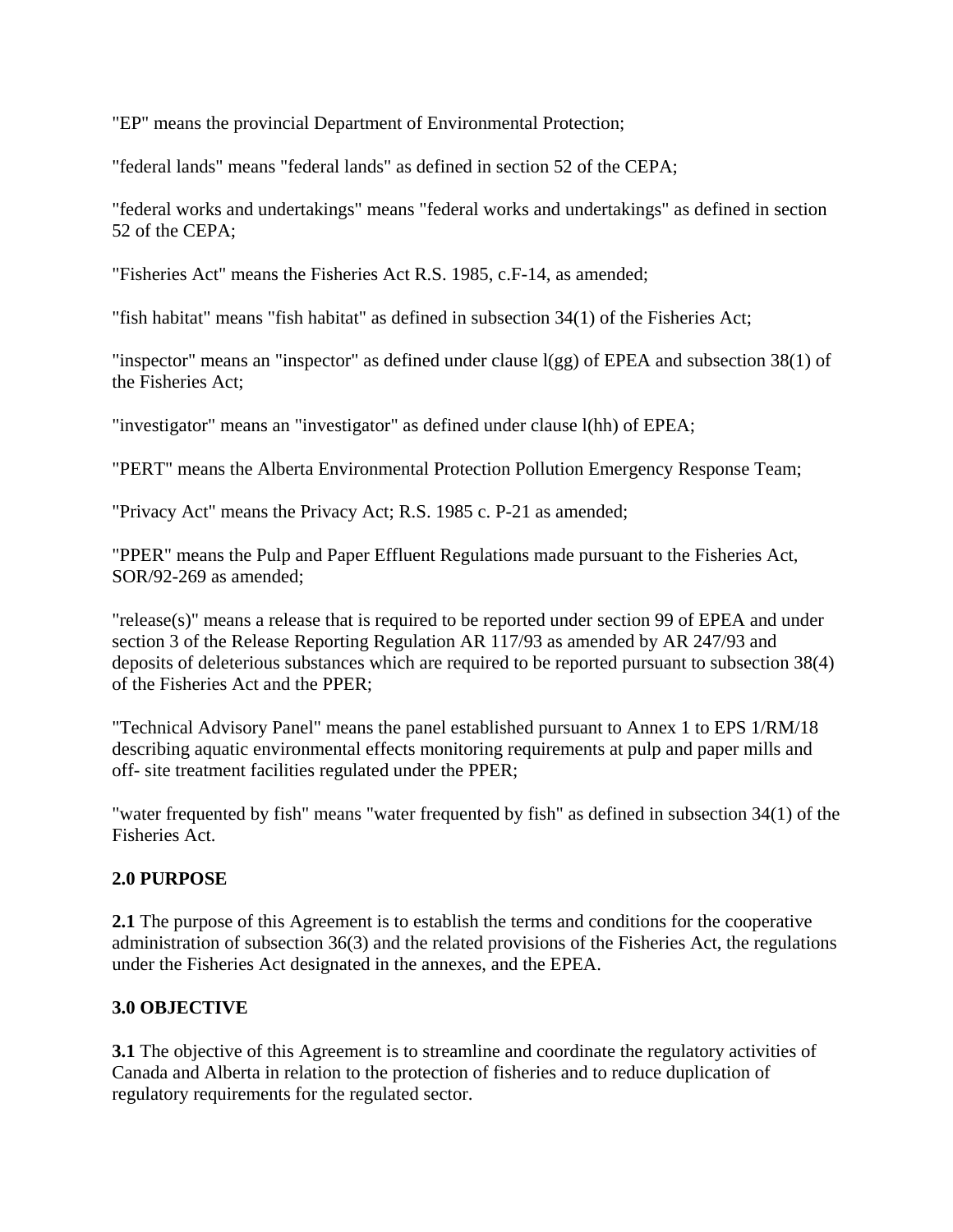"EP" means the provincial Department of Environmental Protection;

"federal lands" means "federal lands" as defined in section 52 of the CEPA;

"federal works and undertakings" means "federal works and undertakings" as defined in section 52 of the CEPA;

"Fisheries Act" means the Fisheries Act R.S. 1985, c.F-14, as amended;

"fish habitat" means "fish habitat" as defined in subsection 34(1) of the Fisheries Act;

"inspector" means an "inspector" as defined under clause l(gg) of EPEA and subsection 38(1) of the Fisheries Act;

"investigator" means an "investigator" as defined under clause l(hh) of EPEA;

"PERT" means the Alberta Environmental Protection Pollution Emergency Response Team;

"Privacy Act" means the Privacy Act; R.S. 1985 c. P-21 as amended;

"PPER" means the Pulp and Paper Effluent Regulations made pursuant to the Fisheries Act, SOR/92-269 as amended;

"release(s)" means a release that is required to be reported under section 99 of EPEA and under section 3 of the Release Reporting Regulation AR 117/93 as amended by AR 247/93 and deposits of deleterious substances which are required to be reported pursuant to subsection 38(4) of the Fisheries Act and the PPER;

"Technical Advisory Panel" means the panel established pursuant to Annex 1 to EPS 1/RM/18 describing aquatic environmental effects monitoring requirements at pulp and paper mills and off- site treatment facilities regulated under the PPER;

"water frequented by fish" means "water frequented by fish" as defined in subsection 34(1) of the Fisheries Act.

## 2.0 PURPOSE

**2.1** The purpose of this Agreement is to establish the terms and conditions for the cooperative administration of subsection 36(3) and the related provisions of the Fisheries Act, the regulations under the Fisheries Act designated in the annexes, and the EPEA.

## 3.0 OBJECTIVE

**3.1** The objective of this Agreement is to streamline and coordinate the regulatory activities of Canada and Alberta in relation to the protection of fisheries and to reduce duplication of regulatory requirements for the regulated sector.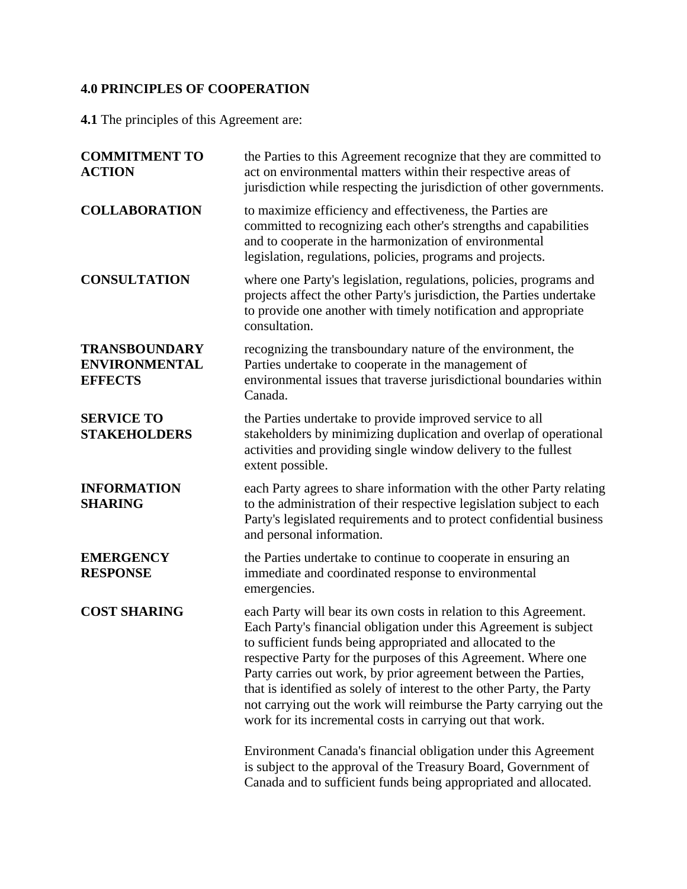**4.0 PRINCIPLES OF COOPERATION**

**4.1** The principles of this Agreement are:

| | |
|---|---|
| **COMMITMENT TO ACTION** | the Parties to this Agreement recognize that they are committed to act on environmental matters within their respective areas of jurisdiction while respecting the jurisdiction of other governments. |
| **COLLABORATION** | to maximize efficiency and effectiveness, the Parties are committed to recognizing each other's strengths and capabilities and to cooperate in the harmonization of environmental legislation, regulations, policies, programs and projects. |
| **CONSULTATION** | where one Party's legislation, regulations, policies, programs and projects affect the other Party's jurisdiction, the Parties undertake to provide one another with timely notification and appropriate consultation. |
| **TRANSBOUNDARY ENVIRONMENTAL EFFECTS** | recognizing the transboundary nature of the environment, the Parties undertake to cooperate in the management of environmental issues that traverse jurisdictional boundaries within Canada. |
| **SERVICE TO STAKEHOLDERS** | the Parties undertake to provide improved service to all stakeholders by minimizing duplication and overlap of operational activities and providing single window delivery to the fullest extent possible. |
| **INFORMATION SHARING** | each Party agrees to share information with the other Party relating to the administration of their respective legislation subject to each Party's legislated requirements and to protect confidential business and personal information. |
| **EMERGENCY RESPONSE** | the Parties undertake to continue to cooperate in ensuring an immediate and coordinated response to environmental emergencies. |
| **COST SHARING** | each Party will bear its own costs in relation to this Agreement. Each Party's financial obligation under this Agreement is subject to sufficient funds being appropriated and allocated to the respective Party for the purposes of this Agreement. Where one Party carries out work, by prior agreement between the Parties, that is identified as solely of interest to the other Party, the Party not carrying out the work will reimburse the Party carrying out the work for its incremental costs in carrying out that work.<br><br>Environment Canada's financial obligation under this Agreement is subject to the approval of the Treasury Board, Government of Canada and to sufficient funds being appropriated and allocated. |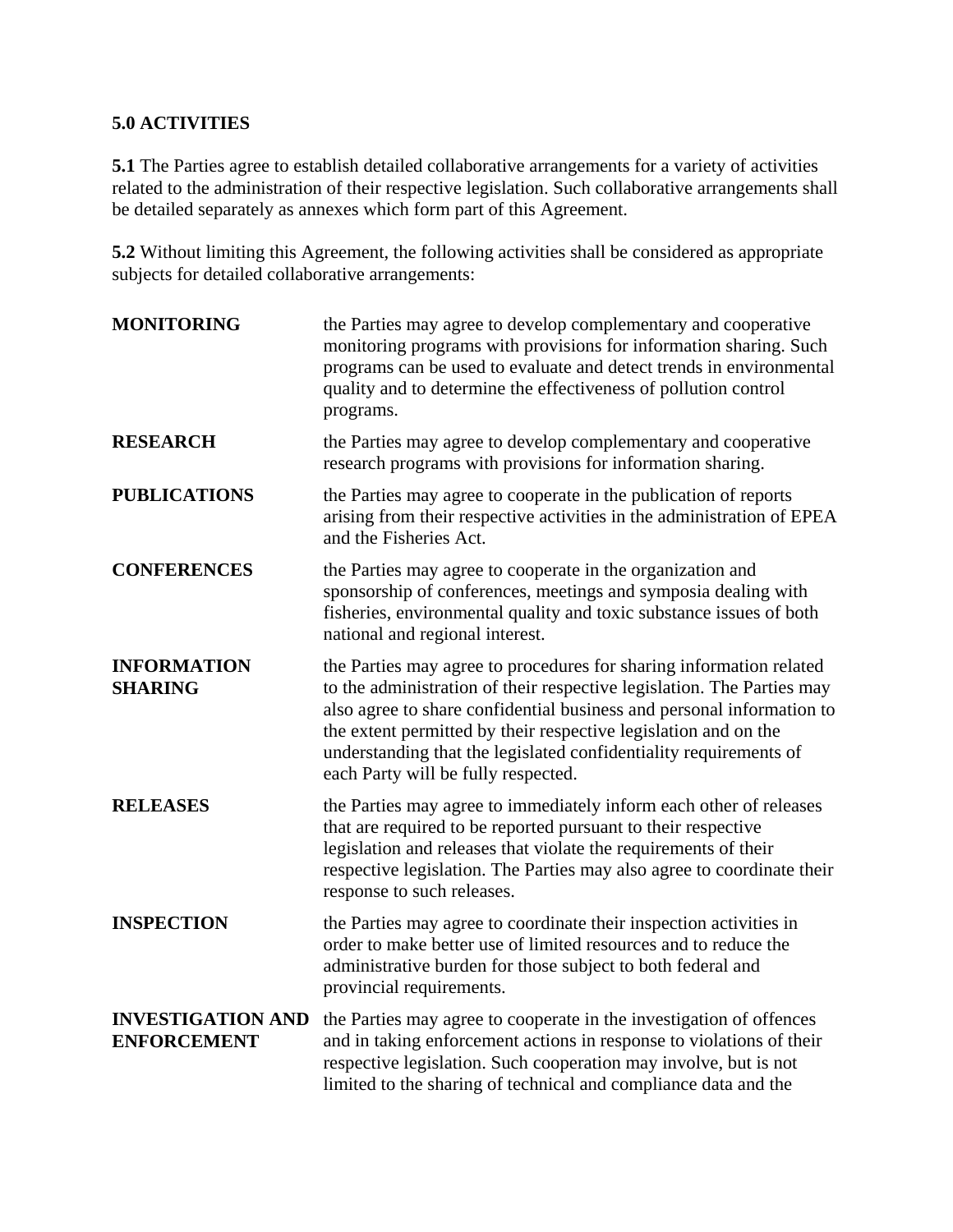**5.0 ACTIVITIES**

**5.1** The Parties agree to establish detailed collaborative arrangements for a variety of activities related to the administration of their respective legislation. Such collaborative arrangements shall be detailed separately as annexes which form part of this Agreement.

**5.2** Without limiting this Agreement, the following activities shall be considered as appropriate subjects for detailed collaborative arrangements:

| | |
|---|---|
| **MONITORING** | the Parties may agree to develop complementary and cooperative monitoring programs with provisions for information sharing. Such programs can be used to evaluate and detect trends in environmental quality and to determine the effectiveness of pollution control programs. |
| **RESEARCH** | the Parties may agree to develop complementary and cooperative research programs with provisions for information sharing. |
| **PUBLICATIONS** | the Parties may agree to cooperate in the publication of reports arising from their respective activities in the administration of EPEA and the Fisheries Act. |
| **CONFERENCES** | the Parties may agree to cooperate in the organization and sponsorship of conferences, meetings and symposia dealing with fisheries, environmental quality and toxic substance issues of both national and regional interest. |
| **INFORMATION SHARING** | the Parties may agree to procedures for sharing information related to the administration of their respective legislation. The Parties may also agree to share confidential business and personal information to the extent permitted by their respective legislation and on the understanding that the legislated confidentiality requirements of each Party will be fully respected. |
| **RELEASES** | the Parties may agree to immediately inform each other of releases that are required to be reported pursuant to their respective legislation and releases that violate the requirements of their respective legislation. The Parties may also agree to coordinate their response to such releases. |
| **INSPECTION** | the Parties may agree to coordinate their inspection activities in order to make better use of limited resources and to reduce the administrative burden for those subject to both federal and provincial requirements. |
| **INVESTIGATION AND ENFORCEMENT** | the Parties may agree to cooperate in the investigation of offences and in taking enforcement actions in response to violations of their respective legislation. Such cooperation may involve, but is not limited to the sharing of technical and compliance data and the |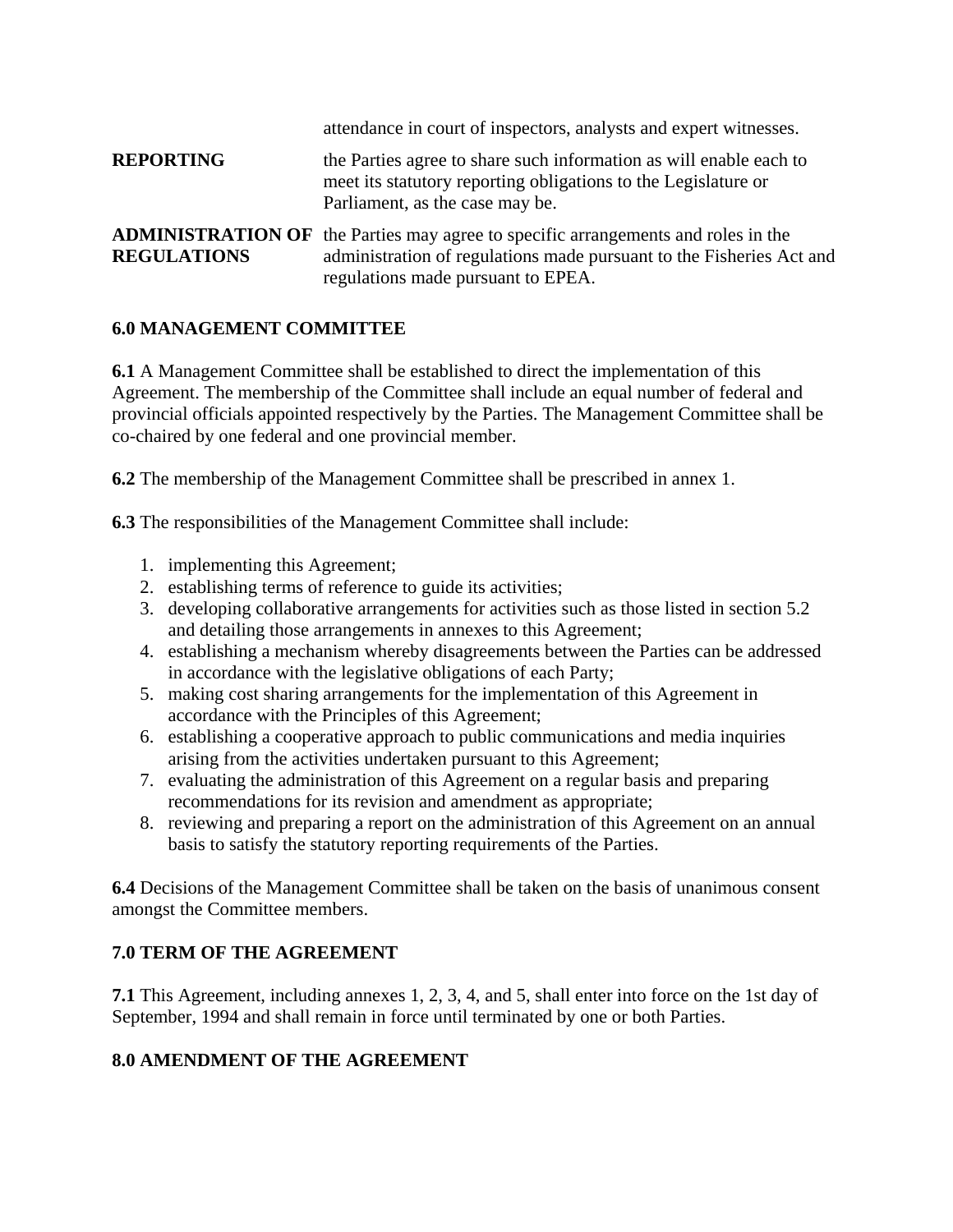| | |
|---|---|
| | attendance in court of inspectors, analysts and expert witnesses. |
| **REPORTING** | the Parties agree to share such information as will enable each to meet its statutory reporting obligations to the Legislature or Parliament, as the case may be. |
| **ADMINISTRATION OF REGULATIONS** | the Parties may agree to specific arrangements and roles in the administration of regulations made pursuant to the Fisheries Act and regulations made pursuant to EPEA. |

### 6.0 MANAGEMENT COMMITTEE

**6.1** A Management Committee shall be established to direct the implementation of this Agreement. The membership of the Committee shall include an equal number of federal and provincial officials appointed respectively by the Parties. The Management Committee shall be co-chaired by one federal and one provincial member.

**6.2** The membership of the Management Committee shall be prescribed in annex 1.

**6.3** The responsibilities of the Management Committee shall include:

1. implementing this Agreement;
2. establishing terms of reference to guide its activities;
3. developing collaborative arrangements for activities such as those listed in section 5.2 and detailing those arrangements in annexes to this Agreement;
4. establishing a mechanism whereby disagreements between the Parties can be addressed in accordance with the legislative obligations of each Party;
5. making cost sharing arrangements for the implementation of this Agreement in accordance with the Principles of this Agreement;
6. establishing a cooperative approach to public communications and media inquiries arising from the activities undertaken pursuant to this Agreement;
7. evaluating the administration of this Agreement on a regular basis and preparing recommendations for its revision and amendment as appropriate;
8. reviewing and preparing a report on the administration of this Agreement on an annual basis to satisfy the statutory reporting requirements of the Parties.

**6.4** Decisions of the Management Committee shall be taken on the basis of unanimous consent amongst the Committee members.

### 7.0 TERM OF THE AGREEMENT

**7.1** This Agreement, including annexes 1, 2, 3, 4, and 5, shall enter into force on the 1st day of September, 1994 and shall remain in force until terminated by one or both Parties.

### 8.0 AMENDMENT OF THE AGREEMENT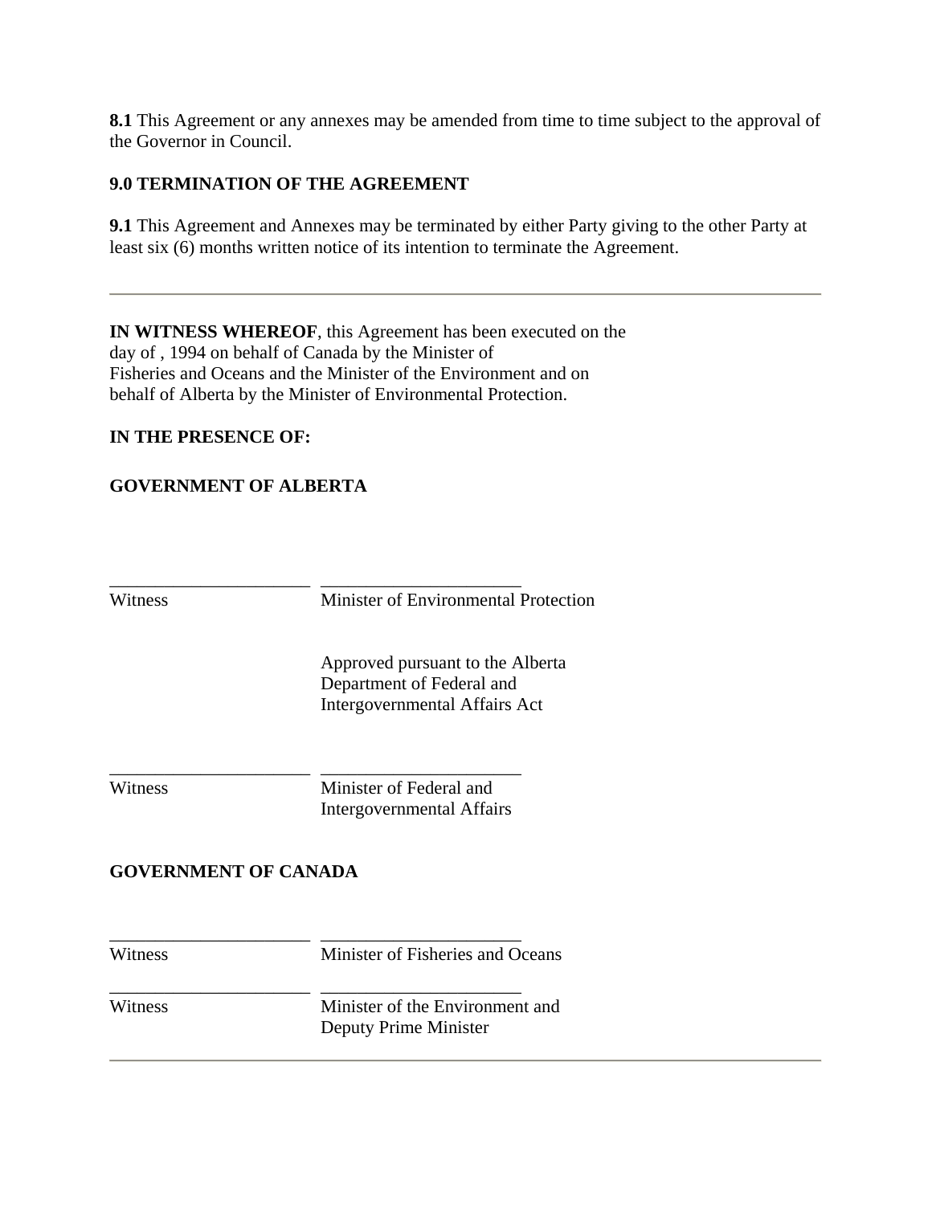**8.1** This Agreement or any annexes may be amended from time to time subject to the approval of the Governor in Council.

### 9.0 TERMINATION OF THE AGREEMENT

**9.1** This Agreement and Annexes may be terminated by either Party giving to the other Party at least six (6) months written notice of its intention to terminate the Agreement.

---

**IN WITNESS WHEREOF**, this Agreement has been executed on the day of , 1994 on behalf of Canada by the Minister of Fisheries and Oceans and the Minister of the Environment and on behalf of Alberta by the Minister of Environmental Protection.

**IN THE PRESENCE OF:**

**GOVERNMENT OF ALBERTA**

| ______________________ | ______________________ |
|---|---|
| Witness | Minister of Environmental Protection |
| | Approved pursuant to the Alberta Department of Federal and Intergovernmental Affairs Act |
| ______________________ | ______________________ |
| Witness | Minister of Federal and Intergovernmental Affairs |

**GOVERNMENT OF CANADA**

| ______________________ | ______________________ |
|---|---|
| Witness | Minister of Fisheries and Oceans |
| ______________________ | ______________________ |
| Witness | Minister of the Environment and Deputy Prime Minister |

---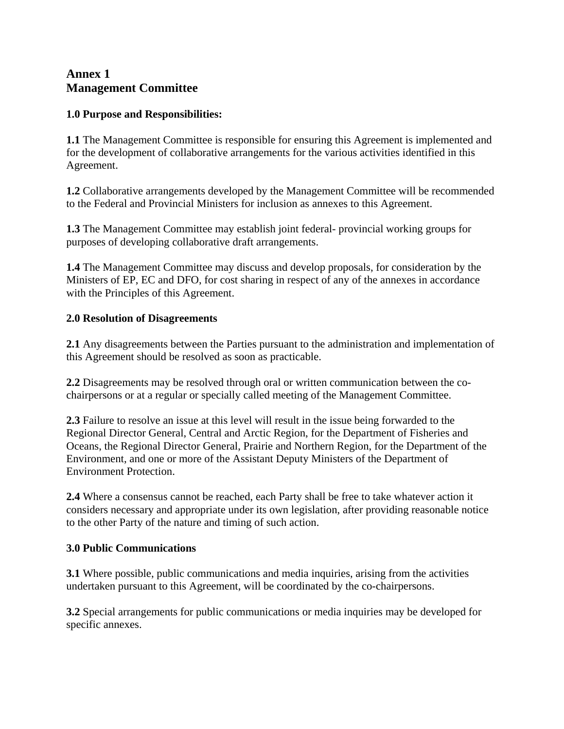# Annex 1
# Management Committee

### 1.0 Purpose and Responsibilities:

**1.1** The Management Committee is responsible for ensuring this Agreement is implemented and for the development of collaborative arrangements for the various activities identified in this Agreement.

**1.2** Collaborative arrangements developed by the Management Committee will be recommended to the Federal and Provincial Ministers for inclusion as annexes to this Agreement.

**1.3** The Management Committee may establish joint federal- provincial working groups for purposes of developing collaborative draft arrangements.

**1.4** The Management Committee may discuss and develop proposals, for consideration by the Ministers of EP, EC and DFO, for cost sharing in respect of any of the annexes in accordance with the Principles of this Agreement.

### 2.0 Resolution of Disagreements

**2.1** Any disagreements between the Parties pursuant to the administration and implementation of this Agreement should be resolved as soon as practicable.

**2.2** Disagreements may be resolved through oral or written communication between the co-chairpersons or at a regular or specially called meeting of the Management Committee.

**2.3** Failure to resolve an issue at this level will result in the issue being forwarded to the Regional Director General, Central and Arctic Region, for the Department of Fisheries and Oceans, the Regional Director General, Prairie and Northern Region, for the Department of the Environment, and one or more of the Assistant Deputy Ministers of the Department of Environment Protection.

**2.4** Where a consensus cannot be reached, each Party shall be free to take whatever action it considers necessary and appropriate under its own legislation, after providing reasonable notice to the other Party of the nature and timing of such action.

### 3.0 Public Communications

**3.1** Where possible, public communications and media inquiries, arising from the activities undertaken pursuant to this Agreement, will be coordinated by the co-chairpersons.

**3.2** Special arrangements for public communications or media inquiries may be developed for specific annexes.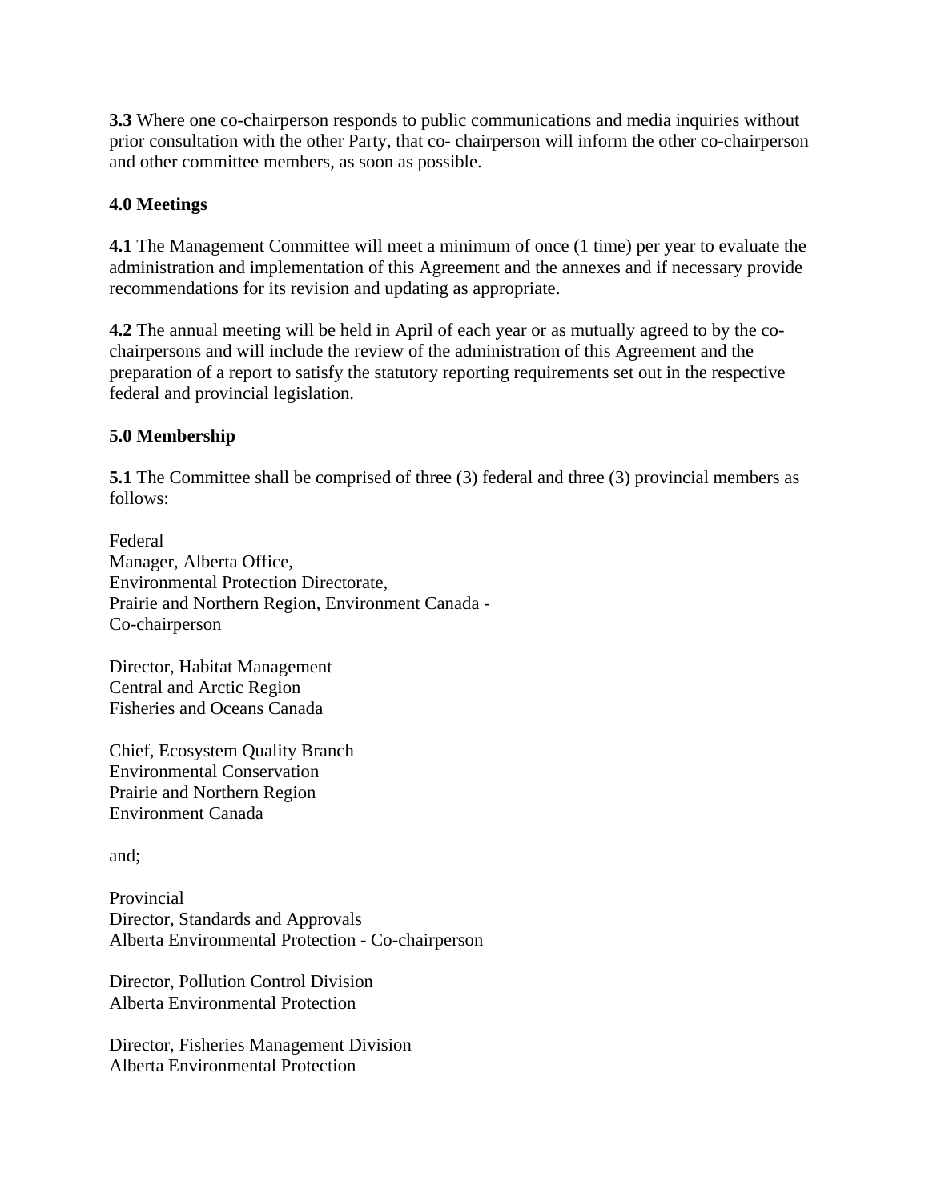**3.3** Where one co-chairperson responds to public communications and media inquiries without prior consultation with the other Party, that co- chairperson will inform the other co-chairperson and other committee members, as soon as possible.

**4.0 Meetings**

**4.1** The Management Committee will meet a minimum of once (1 time) per year to evaluate the administration and implementation of this Agreement and the annexes and if necessary provide recommendations for its revision and updating as appropriate.

**4.2** The annual meeting will be held in April of each year or as mutually agreed to by the co-chairpersons and will include the review of the administration of this Agreement and the preparation of a report to satisfy the statutory reporting requirements set out in the respective federal and provincial legislation.

**5.0 Membership**

**5.1** The Committee shall be comprised of three (3) federal and three (3) provincial members as follows:

Federal
Manager, Alberta Office,
Environmental Protection Directorate,
Prairie and Northern Region, Environment Canada -
Co-chairperson

Director, Habitat Management
Central and Arctic Region
Fisheries and Oceans Canada

Chief, Ecosystem Quality Branch
Environmental Conservation
Prairie and Northern Region
Environment Canada

and;

Provincial
Director, Standards and Approvals
Alberta Environmental Protection - Co-chairperson

Director, Pollution Control Division
Alberta Environmental Protection

Director, Fisheries Management Division
Alberta Environmental Protection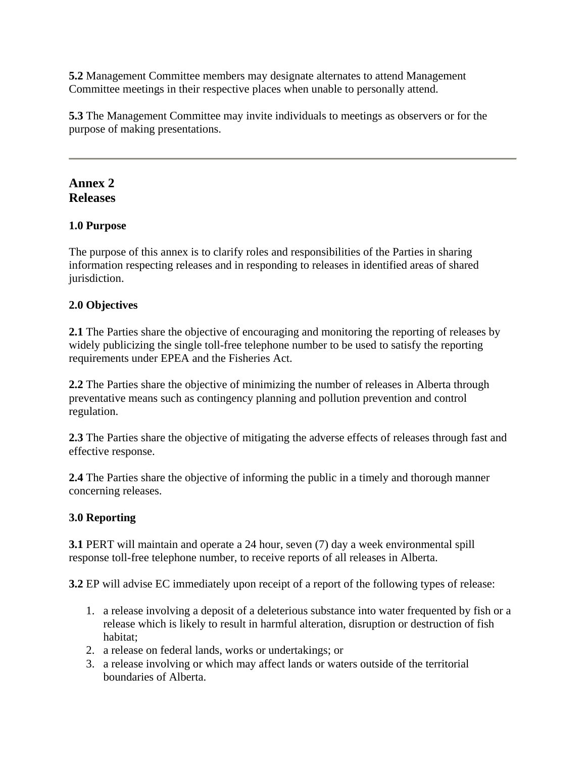**5.2** Management Committee members may designate alternates to attend Management Committee meetings in their respective places when unable to personally attend.

**5.3** The Management Committee may invite individuals to meetings as observers or for the purpose of making presentations.

---

## Annex 2
## Releases

### 1.0 Purpose

The purpose of this annex is to clarify roles and responsibilities of the Parties in sharing information respecting releases and in responding to releases in identified areas of shared jurisdiction.

### 2.0 Objectives

**2.1** The Parties share the objective of encouraging and monitoring the reporting of releases by widely publicizing the single toll-free telephone number to be used to satisfy the reporting requirements under EPEA and the Fisheries Act.

**2.2** The Parties share the objective of minimizing the number of releases in Alberta through preventative means such as contingency planning and pollution prevention and control regulation.

**2.3** The Parties share the objective of mitigating the adverse effects of releases through fast and effective response.

**2.4** The Parties share the objective of informing the public in a timely and thorough manner concerning releases.

### 3.0 Reporting

**3.1** PERT will maintain and operate a 24 hour, seven (7) day a week environmental spill response toll-free telephone number, to receive reports of all releases in Alberta.

**3.2** EP will advise EC immediately upon receipt of a report of the following types of release:

1. a release involving a deposit of a deleterious substance into water frequented by fish or a release which is likely to result in harmful alteration, disruption or destruction of fish habitat;
2. a release on federal lands, works or undertakings; or
3. a release involving or which may affect lands or waters outside of the territorial boundaries of Alberta.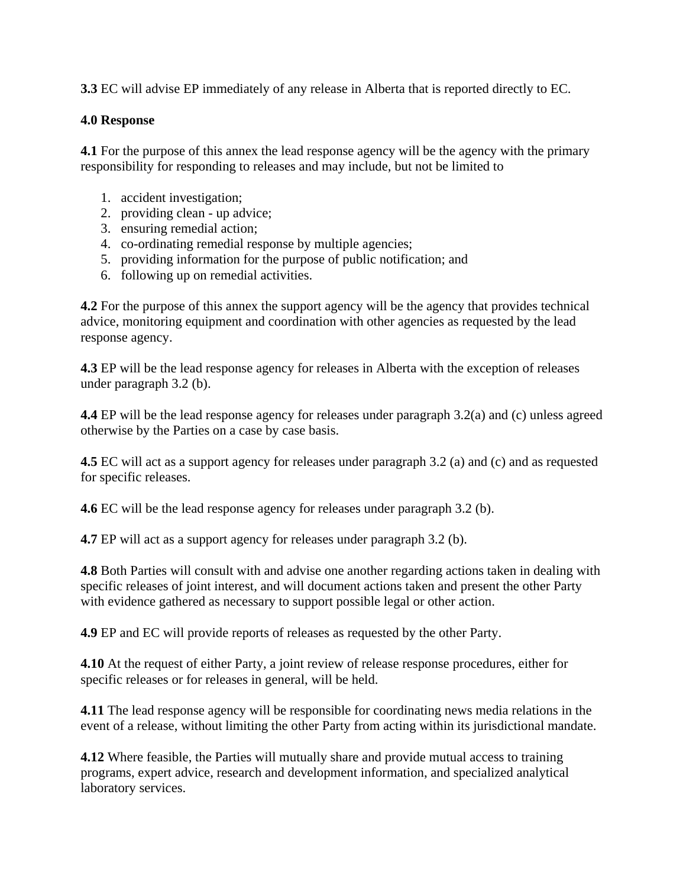**3.3** EC will advise EP immediately of any release in Alberta that is reported directly to EC.

**4.0 Response**

**4.1** For the purpose of this annex the lead response agency will be the agency with the primary responsibility for responding to releases and may include, but not be limited to

1. accident investigation;
2. providing clean - up advice;
3. ensuring remedial action;
4. co-ordinating remedial response by multiple agencies;
5. providing information for the purpose of public notification; and
6. following up on remedial activities.

**4.2** For the purpose of this annex the support agency will be the agency that provides technical advice, monitoring equipment and coordination with other agencies as requested by the lead response agency.

**4.3** EP will be the lead response agency for releases in Alberta with the exception of releases under paragraph 3.2 (b).

**4.4** EP will be the lead response agency for releases under paragraph 3.2(a) and (c) unless agreed otherwise by the Parties on a case by case basis.

**4.5** EC will act as a support agency for releases under paragraph 3.2 (a) and (c) and as requested for specific releases.

**4.6** EC will be the lead response agency for releases under paragraph 3.2 (b).

**4.7** EP will act as a support agency for releases under paragraph 3.2 (b).

**4.8** Both Parties will consult with and advise one another regarding actions taken in dealing with specific releases of joint interest, and will document actions taken and present the other Party with evidence gathered as necessary to support possible legal or other action.

**4.9** EP and EC will provide reports of releases as requested by the other Party.

**4.10** At the request of either Party, a joint review of release response procedures, either for specific releases or for releases in general, will be held.

**4.11** The lead response agency will be responsible for coordinating news media relations in the event of a release, without limiting the other Party from acting within its jurisdictional mandate.

**4.12** Where feasible, the Parties will mutually share and provide mutual access to training programs, expert advice, research and development information, and specialized analytical laboratory services.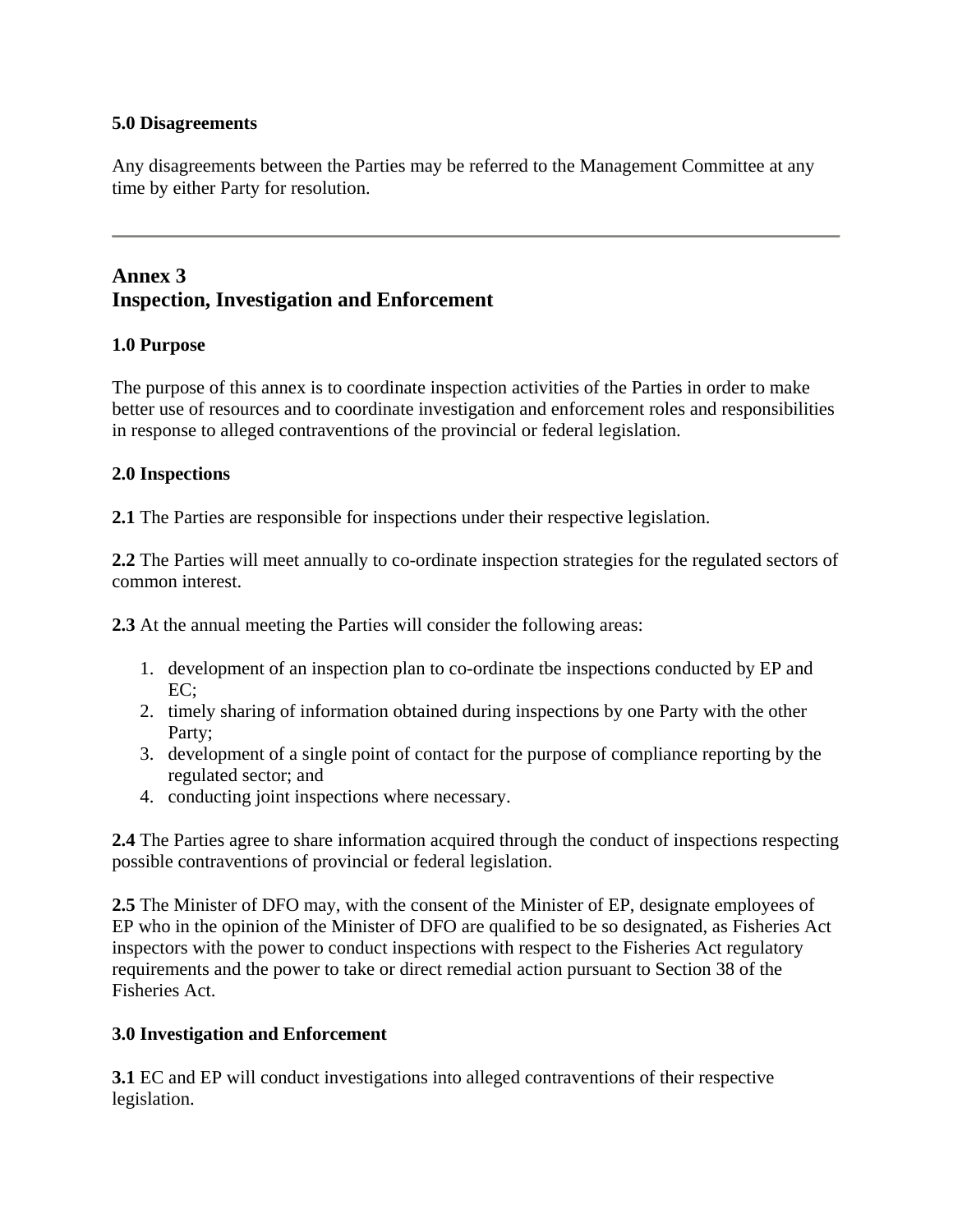**5.0 Disagreements**

Any disagreements between the Parties may be referred to the Management Committee at any time by either Party for resolution.

---

## Annex 3
## Inspection, Investigation and Enforcement

**1.0 Purpose**

The purpose of this annex is to coordinate inspection activities of the Parties in order to make better use of resources and to coordinate investigation and enforcement roles and responsibilities in response to alleged contraventions of the provincial or federal legislation.

**2.0 Inspections**

**2.1** The Parties are responsible for inspections under their respective legislation.

**2.2** The Parties will meet annually to co-ordinate inspection strategies for the regulated sectors of common interest.

**2.3** At the annual meeting the Parties will consider the following areas:

1. development of an inspection plan to co-ordinate tbe inspections conducted by EP and EC;
2. timely sharing of information obtained during inspections by one Party with the other Party;
3. development of a single point of contact for the purpose of compliance reporting by the regulated sector; and
4. conducting joint inspections where necessary.

**2.4** The Parties agree to share information acquired through the conduct of inspections respecting possible contraventions of provincial or federal legislation.

**2.5** The Minister of DFO may, with the consent of the Minister of EP, designate employees of EP who in the opinion of the Minister of DFO are qualified to be so designated, as Fisheries Act inspectors with the power to conduct inspections with respect to the Fisheries Act regulatory requirements and the power to take or direct remedial action pursuant to Section 38 of the Fisheries Act.

**3.0 Investigation and Enforcement**

**3.1** EC and EP will conduct investigations into alleged contraventions of their respective legislation.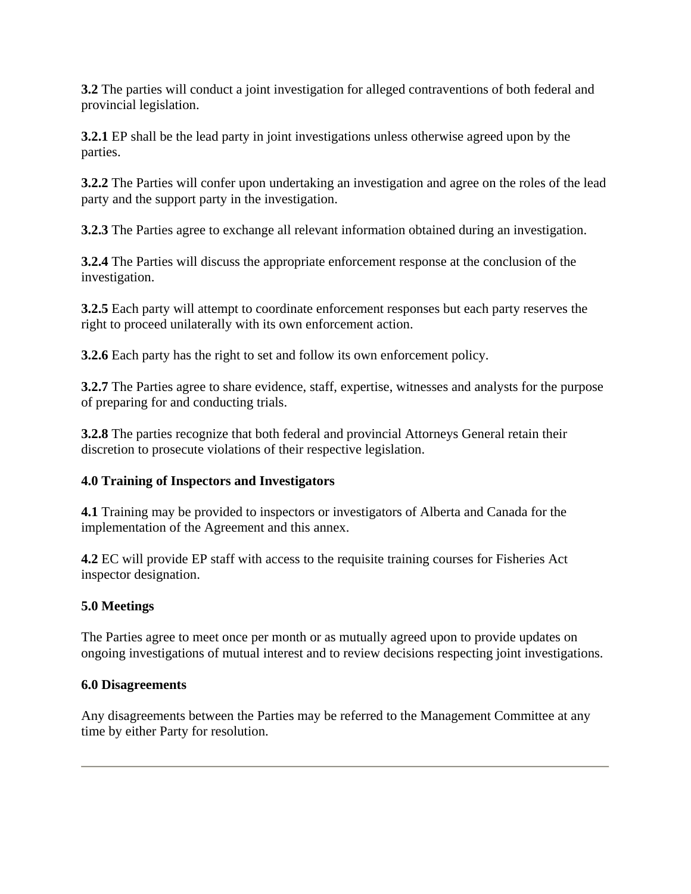**3.2** The parties will conduct a joint investigation for alleged contraventions of both federal and provincial legislation.

**3.2.1** EP shall be the lead party in joint investigations unless otherwise agreed upon by the parties.

**3.2.2** The Parties will confer upon undertaking an investigation and agree on the roles of the lead party and the support party in the investigation.

**3.2.3** The Parties agree to exchange all relevant information obtained during an investigation.

**3.2.4** The Parties will discuss the appropriate enforcement response at the conclusion of the investigation.

**3.2.5** Each party will attempt to coordinate enforcement responses but each party reserves the right to proceed unilaterally with its own enforcement action.

**3.2.6** Each party has the right to set and follow its own enforcement policy.

**3.2.7** The Parties agree to share evidence, staff, expertise, witnesses and analysts for the purpose of preparing for and conducting trials.

**3.2.8** The parties recognize that both federal and provincial Attorneys General retain their discretion to prosecute violations of their respective legislation.

### 4.0 Training of Inspectors and Investigators

**4.1** Training may be provided to inspectors or investigators of Alberta and Canada for the implementation of the Agreement and this annex.

**4.2** EC will provide EP staff with access to the requisite training courses for Fisheries Act inspector designation.

### 5.0 Meetings

The Parties agree to meet once per month or as mutually agreed upon to provide updates on ongoing investigations of mutual interest and to review decisions respecting joint investigations.

### 6.0 Disagreements

Any disagreements between the Parties may be referred to the Management Committee at any time by either Party for resolution.

---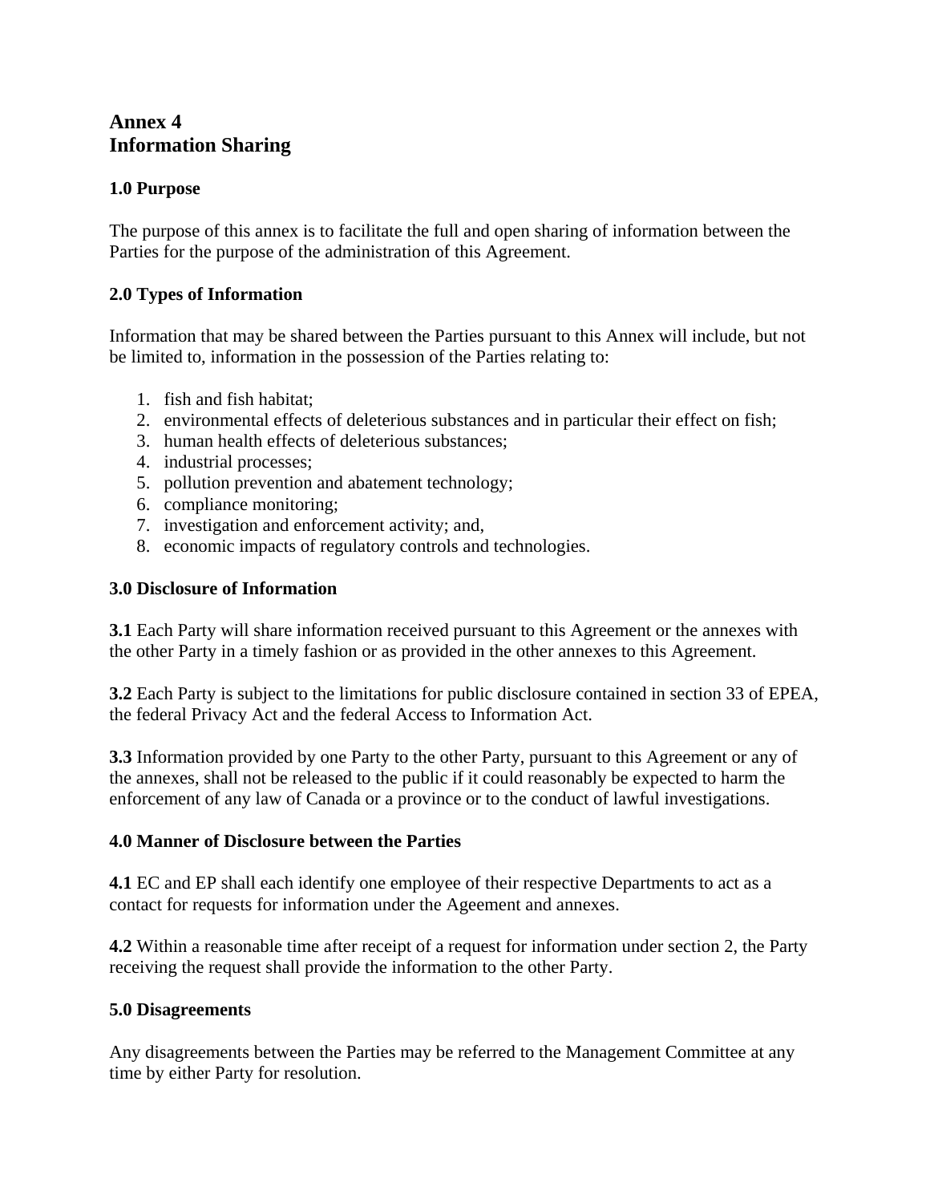# Annex 4
# Information Sharing

### 1.0 Purpose

The purpose of this annex is to facilitate the full and open sharing of information between the Parties for the purpose of the administration of this Agreement.

### 2.0 Types of Information

Information that may be shared between the Parties pursuant to this Annex will include, but not be limited to, information in the possession of the Parties relating to:

1. fish and fish habitat;
2. environmental effects of deleterious substances and in particular their effect on fish;
3. human health effects of deleterious substances;
4. industrial processes;
5. pollution prevention and abatement technology;
6. compliance monitoring;
7. investigation and enforcement activity; and,
8. economic impacts of regulatory controls and technologies.

### 3.0 Disclosure of Information

**3.1** Each Party will share information received pursuant to this Agreement or the annexes with the other Party in a timely fashion or as provided in the other annexes to this Agreement.

**3.2** Each Party is subject to the limitations for public disclosure contained in section 33 of EPEA, the federal Privacy Act and the federal Access to Information Act.

**3.3** Information provided by one Party to the other Party, pursuant to this Agreement or any of the annexes, shall not be released to the public if it could reasonably be expected to harm the enforcement of any law of Canada or a province or to the conduct of lawful investigations.

### 4.0 Manner of Disclosure between the Parties

**4.1** EC and EP shall each identify one employee of their respective Departments to act as a contact for requests for information under the Ageement and annexes.

**4.2** Within a reasonable time after receipt of a request for information under section 2, the Party receiving the request shall provide the information to the other Party.

### 5.0 Disagreements

Any disagreements between the Parties may be referred to the Management Committee at any time by either Party for resolution.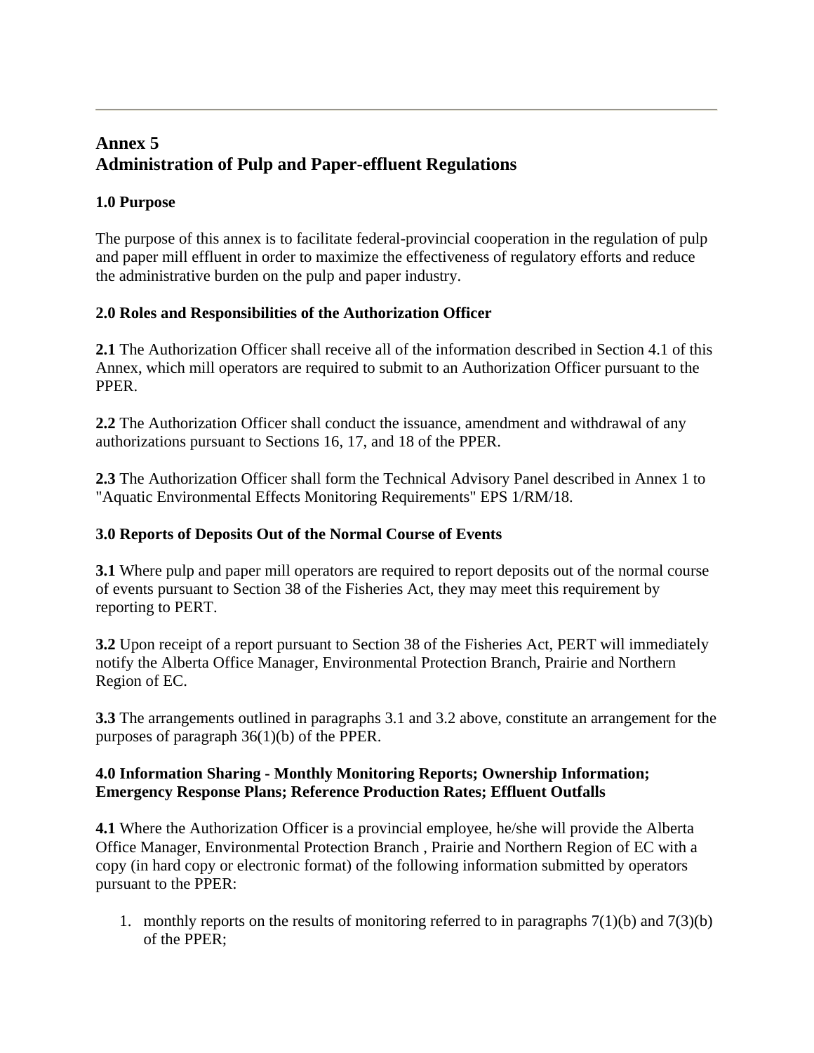---

## Annex 5
## Administration of Pulp and Paper-effluent Regulations

### 1.0 Purpose

The purpose of this annex is to facilitate federal-provincial cooperation in the regulation of pulp and paper mill effluent in order to maximize the effectiveness of regulatory efforts and reduce the administrative burden on the pulp and paper industry.

### 2.0 Roles and Responsibilities of the Authorization Officer

**2.1** The Authorization Officer shall receive all of the information described in Section 4.1 of this Annex, which mill operators are required to submit to an Authorization Officer pursuant to the PPER.

**2.2** The Authorization Officer shall conduct the issuance, amendment and withdrawal of any authorizations pursuant to Sections 16, 17, and 18 of the PPER.

**2.3** The Authorization Officer shall form the Technical Advisory Panel described in Annex 1 to "Aquatic Environmental Effects Monitoring Requirements" EPS 1/RM/18.

### 3.0 Reports of Deposits Out of the Normal Course of Events

**3.1** Where pulp and paper mill operators are required to report deposits out of the normal course of events pursuant to Section 38 of the Fisheries Act, they may meet this requirement by reporting to PERT.

**3.2** Upon receipt of a report pursuant to Section 38 of the Fisheries Act, PERT will immediately notify the Alberta Office Manager, Environmental Protection Branch, Prairie and Northern Region of EC.

**3.3** The arrangements outlined in paragraphs 3.1 and 3.2 above, constitute an arrangement for the purposes of paragraph 36(1)(b) of the PPER.

### 4.0 Information Sharing - Monthly Monitoring Reports; Ownership Information; Emergency Response Plans; Reference Production Rates; Effluent Outfalls

**4.1** Where the Authorization Officer is a provincial employee, he/she will provide the Alberta Office Manager, Environmental Protection Branch , Prairie and Northern Region of EC with a copy (in hard copy or electronic format) of the following information submitted by operators pursuant to the PPER:

1. monthly reports on the results of monitoring referred to in paragraphs 7(1)(b) and 7(3)(b) of the PPER;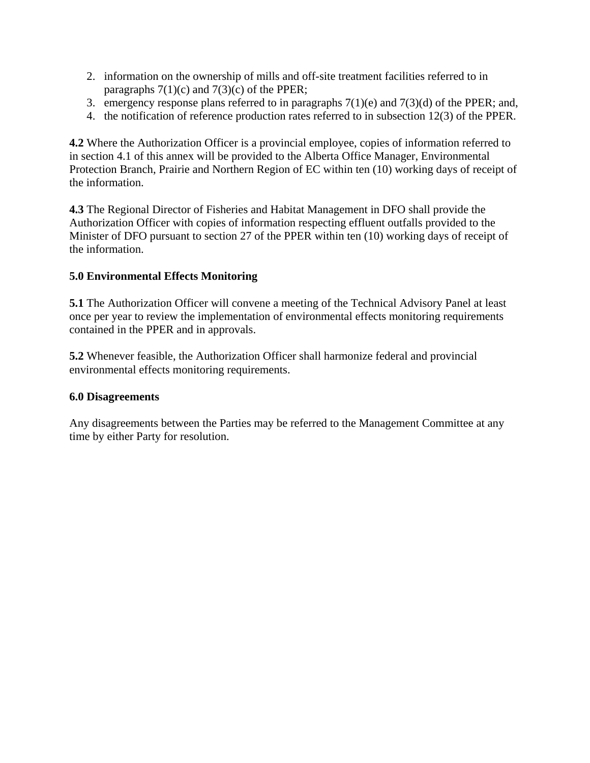2. information on the ownership of mills and off-site treatment facilities referred to in paragraphs 7(1)(c) and 7(3)(c) of the PPER;
3. emergency response plans referred to in paragraphs 7(1)(e) and 7(3)(d) of the PPER; and,
4. the notification of reference production rates referred to in subsection 12(3) of the PPER.

**4.2** Where the Authorization Officer is a provincial employee, copies of information referred to in section 4.1 of this annex will be provided to the Alberta Office Manager, Environmental Protection Branch, Prairie and Northern Region of EC within ten (10) working days of receipt of the information.

**4.3** The Regional Director of Fisheries and Habitat Management in DFO shall provide the Authorization Officer with copies of information respecting effluent outfalls provided to the Minister of DFO pursuant to section 27 of the PPER within ten (10) working days of receipt of the information.

**5.0 Environmental Effects Monitoring**

**5.1** The Authorization Officer will convene a meeting of the Technical Advisory Panel at least once per year to review the implementation of environmental effects monitoring requirements contained in the PPER and in approvals.

**5.2** Whenever feasible, the Authorization Officer shall harmonize federal and provincial environmental effects monitoring requirements.

**6.0 Disagreements**

Any disagreements between the Parties may be referred to the Management Committee at any time by either Party for resolution.